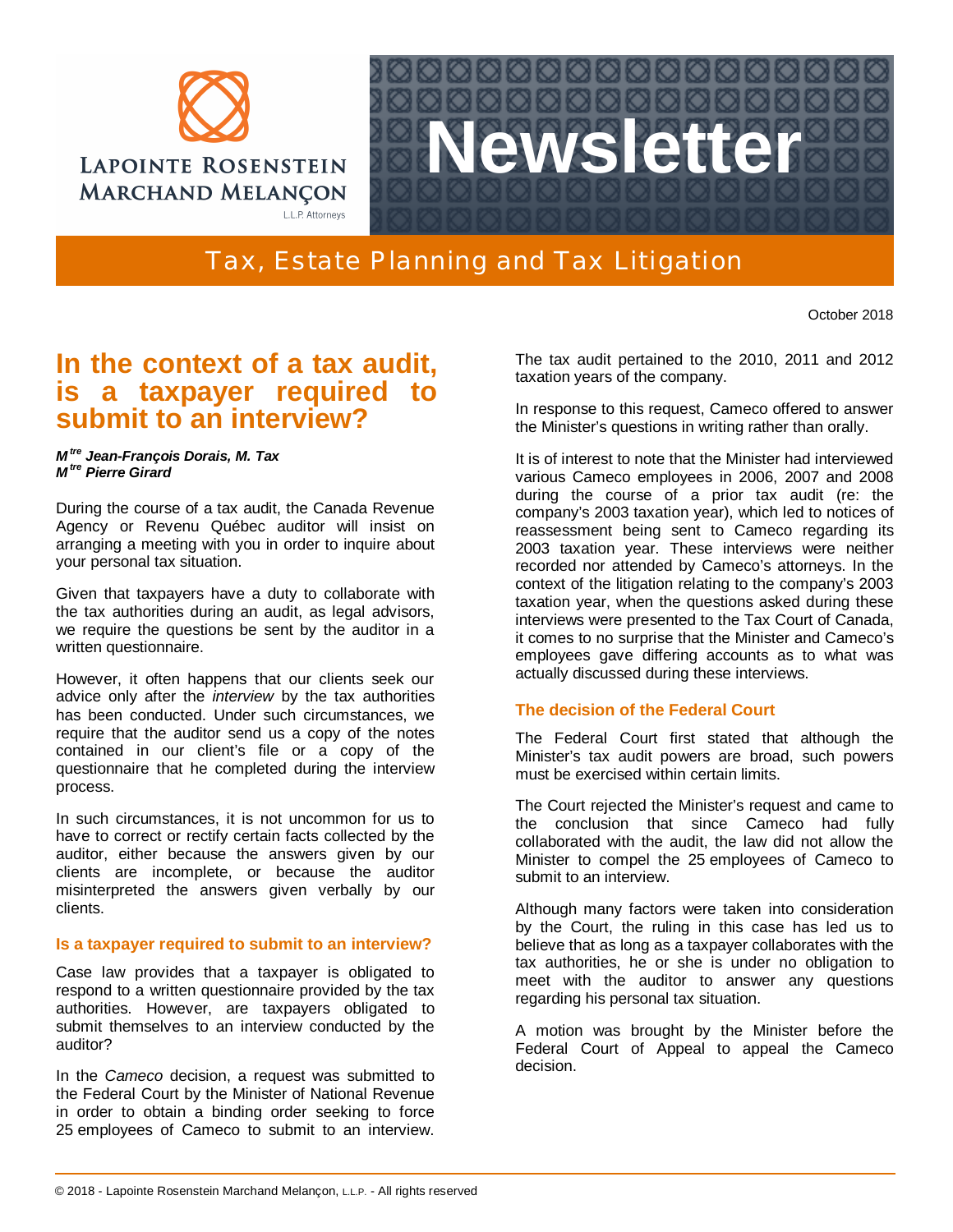LAPOINTE ROSENSTEIN MARCHAND MELANÇON

L.L.P. Attorneys

# Newsletter

## Tax, Estate Planning and Tax Litigation

October 2018

# In the context of a tax audit, is a taxpayer required to submit to an interview?

***M*[tre] *Jean-François Dorais, M. Tax***
***M*[tre] *Pierre Girard***

During the course of a tax audit, the Canada Revenue Agency or Revenu Québec auditor will insist on arranging a meeting with you in order to inquire about your personal tax situation.

Given that taxpayers have a duty to collaborate with the tax authorities during an audit, as legal advisors, we require the questions be sent by the auditor in a written questionnaire.

However, it often happens that our clients seek our advice only after the *interview* by the tax authorities has been conducted. Under such circumstances, we require that the auditor send us a copy of the notes contained in our client's file or a copy of the questionnaire that he completed during the interview process.

In such circumstances, it is not uncommon for us to have to correct or rectify certain facts collected by the auditor, either because the answers given by our clients are incomplete, or because the auditor misinterpreted the answers given verbally by our clients.

### Is a taxpayer required to submit to an interview?

Case law provides that a taxpayer is obligated to respond to a written questionnaire provided by the tax authorities. However, are taxpayers obligated to submit themselves to an interview conducted by the auditor?

In the *Cameco* decision, a request was submitted to the Federal Court by the Minister of National Revenue in order to obtain a binding order seeking to force 25 employees of Cameco to submit to an interview. The tax audit pertained to the 2010, 2011 and 2012 taxation years of the company.

In response to this request, Cameco offered to answer the Minister's questions in writing rather than orally.

It is of interest to note that the Minister had interviewed various Cameco employees in 2006, 2007 and 2008 during the course of a prior tax audit (re: the company's 2003 taxation year), which led to notices of reassessment being sent to Cameco regarding its 2003 taxation year. These interviews were neither recorded nor attended by Cameco's attorneys. In the context of the litigation relating to the company's 2003 taxation year, when the questions asked during these interviews were presented to the Tax Court of Canada, it comes to no surprise that the Minister and Cameco's employees gave differing accounts as to what was actually discussed during these interviews.

### The decision of the Federal Court

The Federal Court first stated that although the Minister's tax audit powers are broad, such powers must be exercised within certain limits.

The Court rejected the Minister's request and came to the conclusion that since Cameco had fully collaborated with the audit, the law did not allow the Minister to compel the 25 employees of Cameco to submit to an interview.

Although many factors were taken into consideration by the Court, the ruling in this case has led us to believe that as long as a taxpayer collaborates with the tax authorities, he or she is under no obligation to meet with the auditor to answer any questions regarding his personal tax situation.

A motion was brought by the Minister before the Federal Court of Appeal to appeal the Cameco decision.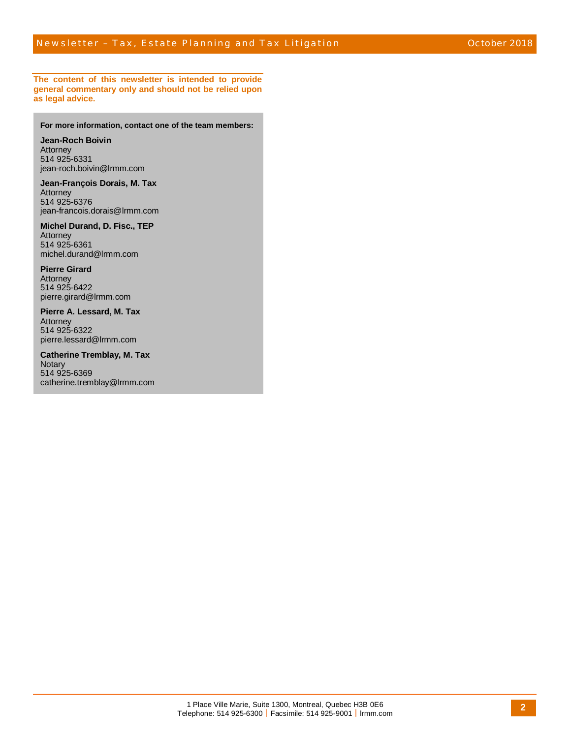**The content of this newsletter is intended to provide general commentary only and should not be relied upon as legal advice.**

**For more information, contact one of the team members:**

**Jean-Roch Boivin**
Attorney
514 925-6331
jean-roch.boivin@lrmm.com

**Jean-François Dorais, M. Tax**
Attorney
514 925-6376
jean-francois.dorais@lrmm.com

**Michel Durand, D. Fisc., TEP**
Attorney
514 925-6361
michel.durand@lrmm.com

**Pierre Girard**
Attorney
514 925-6422
pierre.girard@lrmm.com

**Pierre A. Lessard, M. Tax**
Attorney
514 925-6322
pierre.lessard@lrmm.com

**Catherine Tremblay, M. Tax**
Notary
514 925-6369
catherine.tremblay@lrmm.com

1 Place Ville Marie, Suite 1300, Montreal, Quebec H3B 0E6
Telephone: 514 925-6300 | Facsimile: 514 925-9001 | lrmm.com